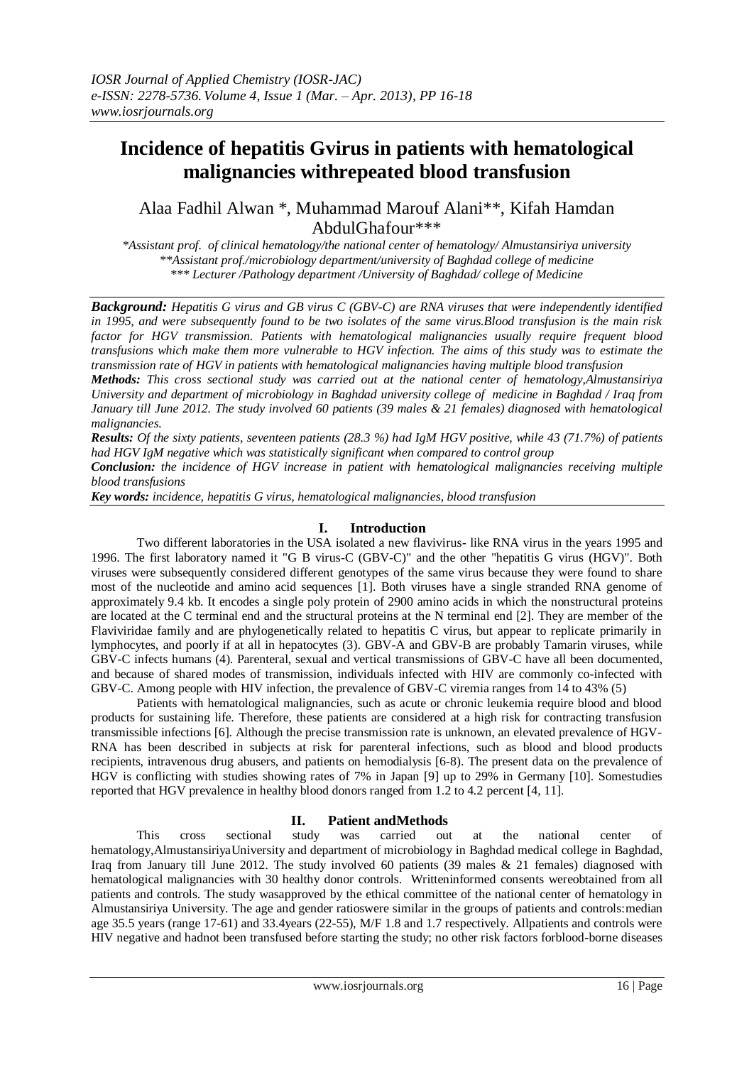# Incidence of hepatitis Gvirus in patients with hematological malignancies withrepeated blood transfusion

Alaa Fadhil Alwan *, Muhammad Marouf Alani**, Kifah Hamdan AbdulGhafour***

*Assistant prof. of clinical hematology/the national center of hematology/ Almustansiriya university*
*\*\*Assistant prof./microbiology department/university of Baghdad college of medicine*
*\*\*\* Lecturer /Pathology department /University of Baghdad/ college of Medicine*

***Background:*** *Hepatitis G virus and GB virus C (GBV-C) are RNA viruses that were independently identified in 1995, and were subsequently found to be two isolates of the same virus.Blood transfusion is the main risk factor for HGV transmission. Patients with hematological malignancies usually require frequent blood transfusions which make them more vulnerable to HGV infection. The aims of this study was to estimate the transmission rate of HGV in patients with hematological malignancies having multiple blood transfusion*

***Methods:*** *This cross sectional study was carried out at the national center of hematology,Almustansiriya University and department of microbiology in Baghdad university college of medicine in Baghdad / Iraq from January till June 2012. The study involved 60 patients (39 males & 21 females) diagnosed with hematological malignancies.*

***Results:*** *Of the sixty patients, seventeen patients (28.3 %) had IgM HGV positive, while 43 (71.7%) of patients had HGV IgM negative which was statistically significant when compared to control group*

***Conclusion:*** *the incidence of HGV increase in patient with hematological malignancies receiving multiple blood transfusions*

***Key words:*** *incidence, hepatitis G virus, hematological malignancies, blood transfusion*

## I. Introduction

Two different laboratories in the USA isolated a new flavivirus- like RNA virus in the years 1995 and 1996. The first laboratory named it "G B virus-C (GBV-C)" and the other "hepatitis G virus (HGV)". Both viruses were subsequently considered different genotypes of the same virus because they were found to share most of the nucleotide and amino acid sequences [1]. Both viruses have a single stranded RNA genome of approximately 9.4 kb. It encodes a single poly protein of 2900 amino acids in which the nonstructural proteins are located at the C terminal end and the structural proteins at the N terminal end [2]. They are member of the Flaviviridae family and are phylogenetically related to hepatitis C virus, but appear to replicate primarily in lymphocytes, and poorly if at all in hepatocytes (3). GBV-A and GBV-B are probably Tamarin viruses, while GBV-C infects humans (4). Parenteral, sexual and vertical transmissions of GBV-C have all been documented, and because of shared modes of transmission, individuals infected with HIV are commonly co-infected with GBV-C. Among people with HIV infection, the prevalence of GBV-C viremia ranges from 14 to 43% (5)

Patients with hematological malignancies, such as acute or chronic leukemia require blood and blood products for sustaining life. Therefore, these patients are considered at a high risk for contracting transfusion transmissible infections [6]. Although the precise transmission rate is unknown, an elevated prevalence of HGV-RNA has been described in subjects at risk for parenteral infections, such as blood and blood products recipients, intravenous drug abusers, and patients on hemodialysis [6-8]. The present data on the prevalence of HGV is conflicting with studies showing rates of 7% in Japan [9] up to 29% in Germany [10]. Somestudies reported that HGV prevalence in healthy blood donors ranged from 1.2 to 4.2 percent [4, 11].

## II. Patient andMethods

This cross sectional study was carried out at the national center of hematology,AlmustansiriyaUniversity and department of microbiology in Baghdad medical college in Baghdad, Iraq from January till June 2012. The study involved 60 patients (39 males & 21 females) diagnosed with hematological malignancies with 30 healthy donor controls. Writteninformed consents wereobtained from all patients and controls. The study wasapproved by the ethical committee of the national center of hematology in Almustansiriya University. The age and gender ratioswere similar in the groups of patients and controls:median age 35.5 years (range 17-61) and 33.4years (22-55), M/F 1.8 and 1.7 respectively. Allpatients and controls were HIV negative and hadnot been transfused before starting the study; no other risk factors forblood-borne diseases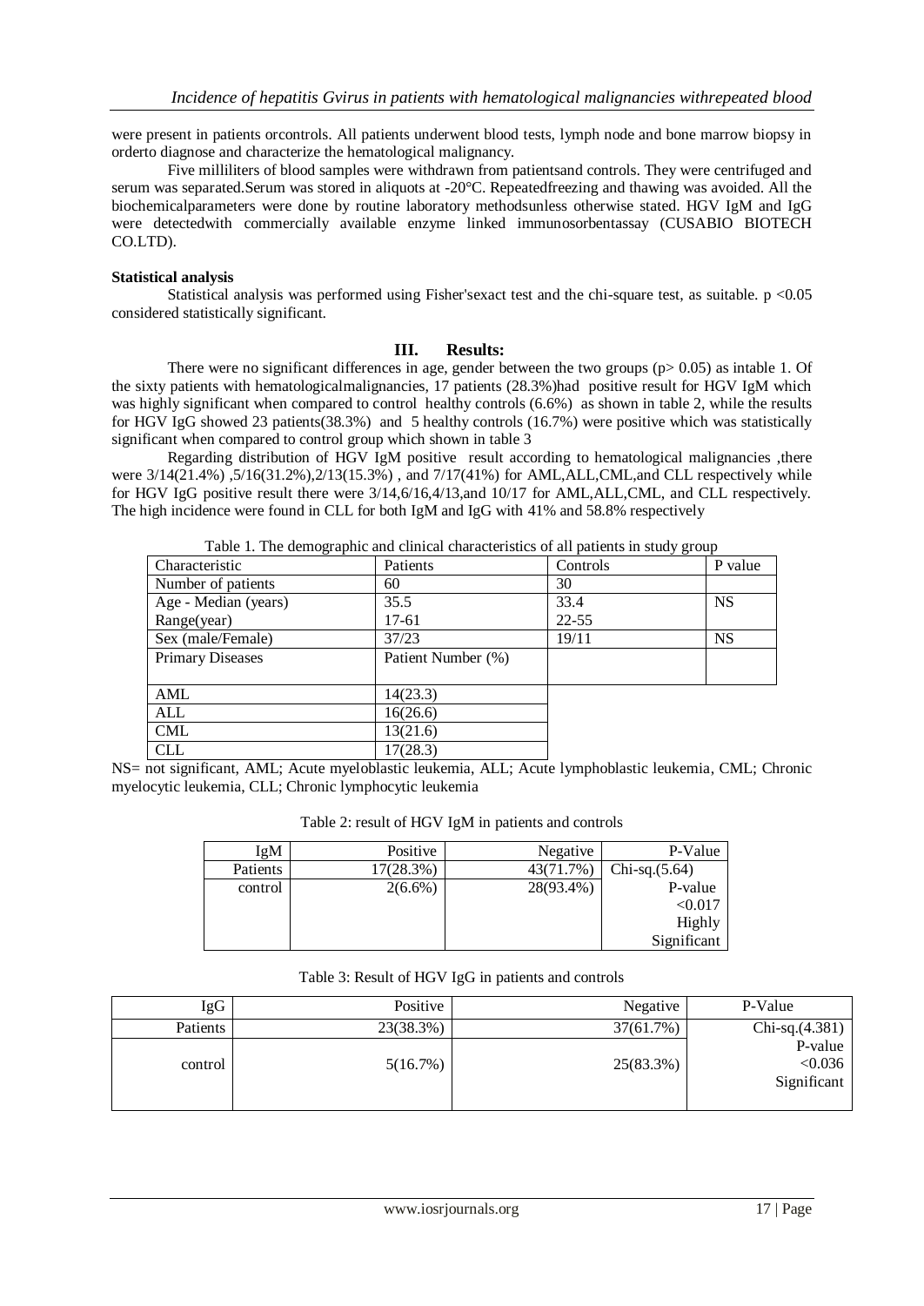were present in patients orcontrols. All patients underwent blood tests, lymph node and bone marrow biopsy in orderto diagnose and characterize the hematological malignancy.

Five milliliters of blood samples were withdrawn from patientsand controls. They were centrifuged and serum was separated.Serum was stored in aliquots at -20°C. Repeatedfreezing and thawing was avoided. All the biochemicalparameters were done by routine laboratory methodsunless otherwise stated. HGV IgM and IgG were detectedwith commercially available enzyme linked immunosorbentassay (CUSABIO BIOTECH CO.LTD).

**Statistical analysis**

Statistical analysis was performed using Fisher'sexact test and the chi-square test, as suitable. $p < 0.05$ considered statistically significant.

## III. Results:

There were no significant differences in age, gender between the two groups ($p > 0.05$) as intable 1. Of the sixty patients with hematologicalmalignancies, 17 patients (28.3%)had positive result for HGV IgM which was highly significant when compared to control healthy controls (6.6%) as shown in table 2, while the results for HGV IgG showed 23 patients(38.3%) and 5 healthy controls (16.7%) were positive which was statistically significant when compared to control group which shown in table 3

Regarding distribution of HGV IgM positive result according to hematological malignancies ,there were 3/14(21.4%) ,5/16(31.2%),2/13(15.3%) , and 7/17(41%) for AML,ALL,CML,and CLL respectively while for HGV IgG positive result there were 3/14,6/16,4/13,and 10/17 for AML,ALL,CML, and CLL respectively. The high incidence were found in CLL for both IgM and IgG with 41% and 58.8% respectively

Table 1. The demographic and clinical characteristics of all patients in study group

| Characteristic | Patients | Controls | P value |
|---|---|---|---|
| Number of patients | 60 | 30 | |
| Age - Median (years) | 35.5 | 33.4 | NS |
| Range(year) | 17-61 | 22-55 | |
| Sex (male/Female) | 37/23 | 19/11 | NS |
| Primary Diseases | Patient Number (%) | | |
| AML | 14(23.3) | | |
| ALL | 16(26.6) | | |
| CML | 13(21.6) | | |
| CLL | 17(28.3) | | |

NS= not significant, AML; Acute myeloblastic leukemia, ALL; Acute lymphoblastic leukemia, CML; Chronic myelocytic leukemia, CLL; Chronic lymphocytic leukemia

Table 2: result of HGV IgM in patients and controls

| IgM | Positive | Negative | P-Value |
|---|---|---|---|
| Patients | 17(28.3%) | 43(71.7%) | Chi-sq.(5.64) |
| control | 2(6.6%) | 28(93.4%) | P-value <0.017 Highly Significant |

Table 3: Result of HGV IgG in patients and controls

| IgG | Positive | Negative | P-Value |
|---|---|---|---|
| Patients | 23(38.3%) | 37(61.7%) | Chi-sq.(4.381) |
| control | 5(16.7%) | 25(83.3%) | P-value <0.036 Significant |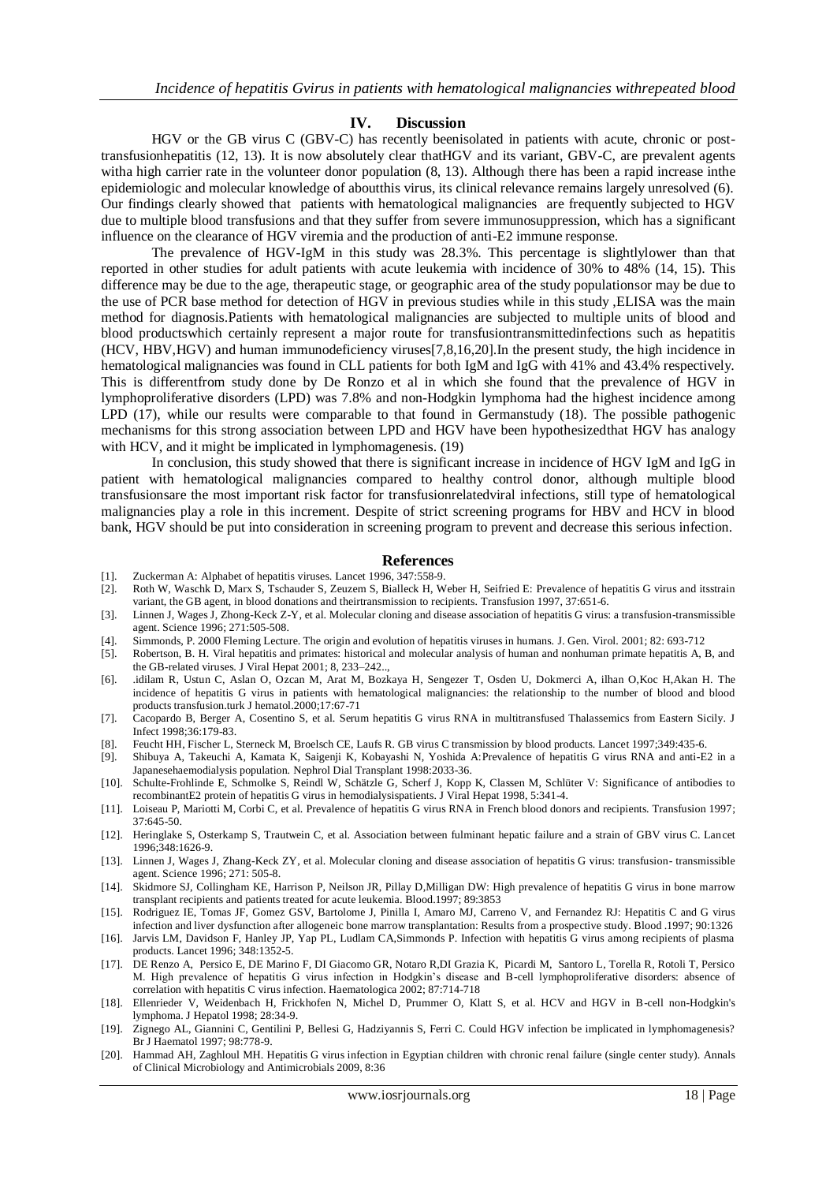## IV. Discussion

HGV or the GB virus C (GBV-C) has recently beenisolated in patients with acute, chronic or post-transfusionhepatitis (12, 13). It is now absolutely clear thatHGV and its variant, GBV-C, are prevalent agents witha high carrier rate in the volunteer donor population (8, 13). Although there has been a rapid increase inthe epidemiologic and molecular knowledge of aboutthis virus, its clinical relevance remains largely unresolved (6). Our findings clearly showed that patients with hematological malignancies are frequently subjected to HGV due to multiple blood transfusions and that they suffer from severe immunosuppression, which has a significant influence on the clearance of HGV viremia and the production of anti-E2 immune response.

The prevalence of HGV-IgM in this study was 28.3%. This percentage is slightlylower than that reported in other studies for adult patients with acute leukemia with incidence of 30% to 48% (14, 15). This difference may be due to the age, therapeutic stage, or geographic area of the study populationsor may be due to the use of PCR base method for detection of HGV in previous studies while in this study ,ELISA was the main method for diagnosis.Patients with hematological malignancies are subjected to multiple units of blood and blood productswhich certainly represent a major route for transfusiontransmittedinfections such as hepatitis (HCV, HBV,HGV) and human immunodeficiency viruses[7,8,16,20].In the present study, the high incidence in hematological malignancies was found in CLL patients for both IgM and IgG with 41% and 43.4% respectively. This is differentfrom study done by De Ronzo et al in which she found that the prevalence of HGV in lymphoproliferative disorders (LPD) was 7.8% and non-Hodgkin lymphoma had the highest incidence among LPD (17), while our results were comparable to that found in Germanstudy (18). The possible pathogenic mechanisms for this strong association between LPD and HGV have been hypothesizedthat HGV has analogy with HCV, and it might be implicated in lymphomagenesis. (19)

In conclusion, this study showed that there is significant increase in incidence of HGV IgM and IgG in patient with hematological malignancies compared to healthy control donor, although multiple blood transfusionsare the most important risk factor for transfusionrelatedviral infections, still type of hematological malignancies play a role in this increment. Despite of strict screening programs for HBV and HCV in blood bank, HGV should be put into consideration in screening program to prevent and decrease this serious infection.

## References

[1]. Zuckerman A: Alphabet of hepatitis viruses. Lancet 1996, 347:558-9.

[2]. Roth W, Waschk D, Marx S, Tschauder S, Zeuzem S, Bialleck H, Weber H, Seifried E: Prevalence of hepatitis G virus and itsstrain variant, the GB agent, in blood donations and theirtransmission to recipients. Transfusion 1997, 37:651-6.

[3]. Linnen J, Wages J, Zhong-Keck Z-Y, et al. Molecular cloning and disease association of hepatitis G virus: a transfusion-transmissible agent. Science 1996; 271:505-508.

[4]. Simmonds, P. 2000 Fleming Lecture. The origin and evolution of hepatitis viruses in humans. J. Gen. Virol. 2001; 82: 693-712

[5]. Robertson, B. H. Viral hepatitis and primates: historical and molecular analysis of human and nonhuman primate hepatitis A, B, and the GB-related viruses. J Viral Hepat 2001; 8, 233–242..,

[6]. .idilam R, Ustun C, Aslan O, Ozcan M, Arat M, Bozkaya H, Sengezer T, Osden U, Dokmerci A, ilhan O,Koc H,Akan H. The incidence of hepatitis G virus in patients with hematological malignancies: the relationship to the number of blood and blood products transfusion.turk J hematol.2000;17:67-71

[7]. Cacopardo B, Berger A, Cosentino S, et al. Serum hepatitis G virus RNA in multitransfused Thalassemics from Eastern Sicily. J Infect 1998;36:179-83.

[8]. Feucht HH, Fischer L, Sterneck M, Broelsch CE, Laufs R. GB virus C transmission by blood products. Lancet 1997;349:435-6.

[9]. Shibuya A, Takeuchi A, Kamata K, Saigenji K, Kobayashi N, Yoshida A:Prevalence of hepatitis G virus RNA and anti-E2 in a Japanesehaemodialysis population. Nephrol Dial Transplant 1998:2033-36.

[10]. Schulte-Frohlinde E, Schmolke S, Reindl W, Schätzle G, Scherf J, Kopp K, Classen M, Schlüter V: Significance of antibodies to recombinantE2 protein of hepatitis G virus in hemodialysispatients. J Viral Hepat 1998, 5:341-4.

[11]. Loiseau P, Mariotti M, Corbi C, et al. Prevalence of hepatitis G virus RNA in French blood donors and recipients. Transfusion 1997; 37:645-50.

[12]. Heringlake S, Osterkamp S, Trautwein C, et al. Association between fulminant hepatic failure and a strain of GBV virus C. Lancet 1996;348:1626-9.

[13]. Linnen J, Wages J, Zhang-Keck ZY, et al. Molecular cloning and disease association of hepatitis G virus: transfusion- transmissible agent. Science 1996; 271: 505-8.

[14]. Skidmore SJ, Collingham KE, Harrison P, Neilson JR, Pillay D,Milligan DW: High prevalence of hepatitis G virus in bone marrow transplant recipients and patients treated for acute leukemia. Blood.1997; 89:3853

[15]. Rodriguez IE, Tomas JF, Gomez GSV, Bartolome J, Pinilla I, Amaro MJ, Carreno V, and Fernandez RJ: Hepatitis C and G virus infection and liver dysfunction after allogeneic bone marrow transplantation: Results from a prospective study. Blood .1997; 90:1326

[16]. Jarvis LM, Davidson F, Hanley JP, Yap PL, Ludlam CA,Simmonds P. Infection with hepatitis G virus among recipients of plasma products. Lancet 1996; 348:1352-5.

[17]. DE Renzo A, Persico E, DE Marino F, DI Giacomo GR, Notaro R,DI Grazia K, Picardi M, Santoro L, Torella R, Rotoli T, Persico M. High prevalence of hepatitis G virus infection in Hodgkin's disease and B-cell lymphoproliferative disorders: absence of correlation with hepatitis C virus infection. Haematologica 2002; 87:714-718

[18]. Ellenrieder V, Weidenbach H, Frickhofen N, Michel D, Prummer O, Klatt S, et al. HCV and HGV in B-cell non-Hodgkin's lymphoma. J Hepatol 1998; 28:34-9.

[19]. Zignego AL, Giannini C, Gentilini P, Bellesi G, Hadziyannis S, Ferri C. Could HGV infection be implicated in lymphomagenesis? Br J Haematol 1997; 98:778-9.

[20]. Hammad AH, Zaghloul MH. Hepatitis G virus infection in Egyptian children with chronic renal failure (single center study). Annals of Clinical Microbiology and Antimicrobials 2009, 8:36